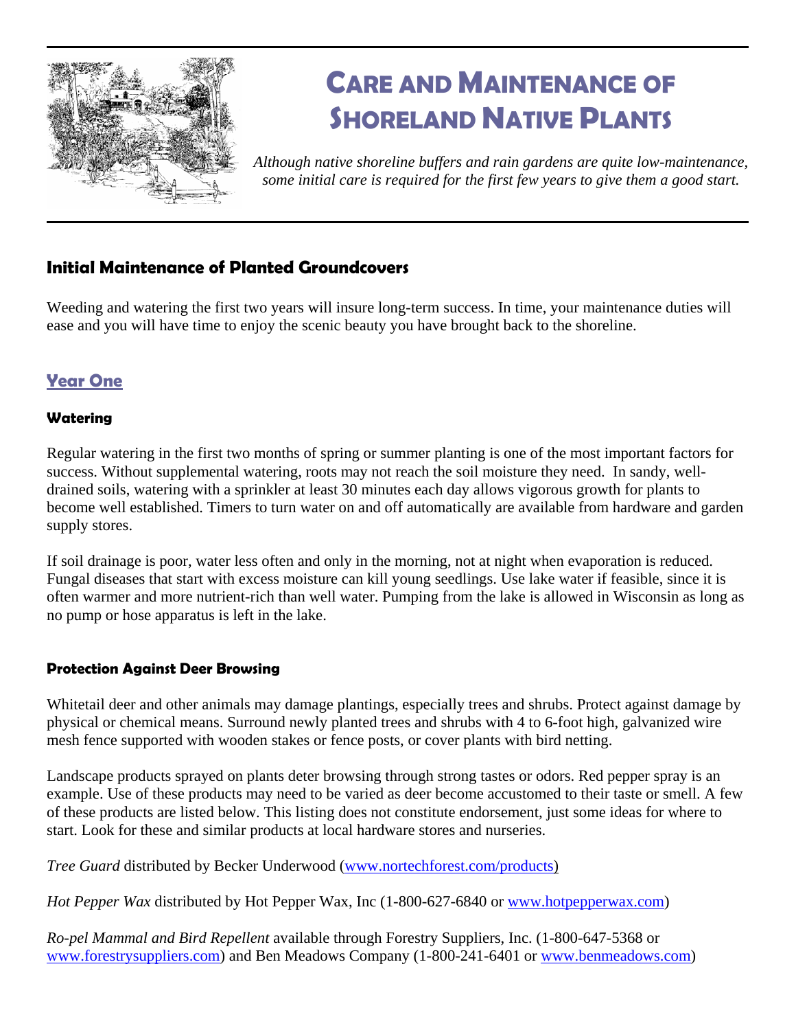# Care and Maintenance of Shoreland Native Plants

*Although native shoreline buffers and rain gardens are quite low-maintenance, some initial care is required for the first few years to give them a good start.*

## Initial Maintenance of Planted Groundcovers

Weeding and watering the first two years will insure long-term success. In time, your maintenance duties will ease and you will have time to enjoy the scenic beauty you have brought back to the shoreline.

### Year One

#### Watering

Regular watering in the first two months of spring or summer planting is one of the most important factors for success. Without supplemental watering, roots may not reach the soil moisture they need. In sandy, well-drained soils, watering with a sprinkler at least 30 minutes each day allows vigorous growth for plants to become well established. Timers to turn water on and off automatically are available from hardware and garden supply stores.

If soil drainage is poor, water less often and only in the morning, not at night when evaporation is reduced. Fungal diseases that start with excess moisture can kill young seedlings. Use lake water if feasible, since it is often warmer and more nutrient-rich than well water. Pumping from the lake is allowed in Wisconsin as long as no pump or hose apparatus is left in the lake.

#### Protection Against Deer Browsing

Whitetail deer and other animals may damage plantings, especially trees and shrubs. Protect against damage by physical or chemical means. Surround newly planted trees and shrubs with 4 to 6-foot high, galvanized wire mesh fence supported with wooden stakes or fence posts, or cover plants with bird netting.

Landscape products sprayed on plants deter browsing through strong tastes or odors. Red pepper spray is an example. Use of these products may need to be varied as deer become accustomed to their taste or smell. A few of these products are listed below. This listing does not constitute endorsement, just some ideas for where to start. Look for these and similar products at local hardware stores and nurseries.

*Tree Guard* distributed by Becker Underwood (www.nortechforest.com/products)

*Hot Pepper Wax* distributed by Hot Pepper Wax, Inc (1-800-627-6840 or www.hotpepperwax.com)

*Ro-pel Mammal and Bird Repellent* available through Forestry Suppliers, Inc. (1-800-647-5368 or www.forestrysuppliers.com) and Ben Meadows Company (1-800-241-6401 or www.benmeadows.com)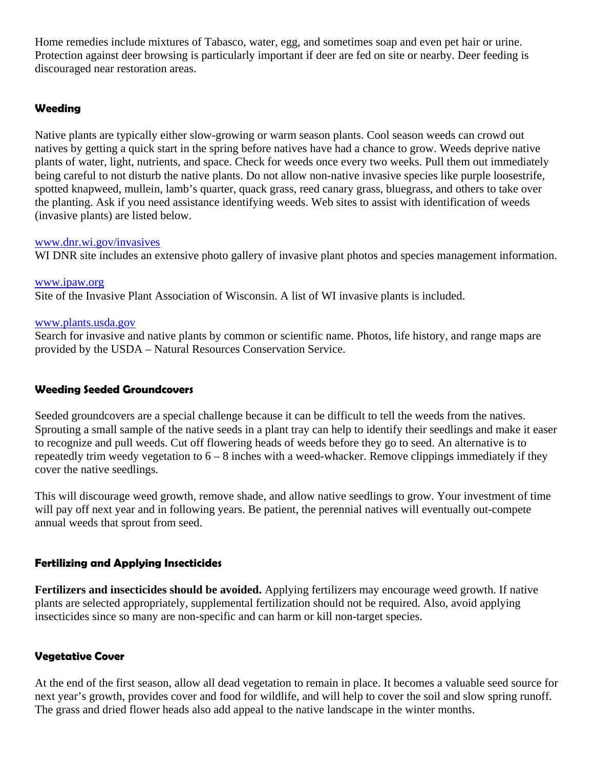Home remedies include mixtures of Tabasco, water, egg, and sometimes soap and even pet hair or urine. Protection against deer browsing is particularly important if deer are fed on site or nearby. Deer feeding is discouraged near restoration areas.

### Weeding

Native plants are typically either slow-growing or warm season plants. Cool season weeds can crowd out natives by getting a quick start in the spring before natives have had a chance to grow. Weeds deprive native plants of water, light, nutrients, and space. Check for weeds once every two weeks. Pull them out immediately being careful to not disturb the native plants. Do not allow non-native invasive species like purple loosestrife, spotted knapweed, mullein, lamb's quarter, quack grass, reed canary grass, bluegrass, and others to take over the planting. Ask if you need assistance identifying weeds. Web sites to assist with identification of weeds (invasive plants) are listed below.

www.dnr.wi.gov/invasives
WI DNR site includes an extensive photo gallery of invasive plant photos and species management information.

www.ipaw.org
Site of the Invasive Plant Association of Wisconsin. A list of WI invasive plants is included.

www.plants.usda.gov
Search for invasive and native plants by common or scientific name. Photos, life history, and range maps are provided by the USDA – Natural Resources Conservation Service.

### Weeding Seeded Groundcovers

Seeded groundcovers are a special challenge because it can be difficult to tell the weeds from the natives. Sprouting a small sample of the native seeds in a plant tray can help to identify their seedlings and make it easer to recognize and pull weeds. Cut off flowering heads of weeds before they go to seed. An alternative is to repeatedly trim weedy vegetation to 6 – 8 inches with a weed-whacker. Remove clippings immediately if they cover the native seedlings.

This will discourage weed growth, remove shade, and allow native seedlings to grow. Your investment of time will pay off next year and in following years. Be patient, the perennial natives will eventually out-compete annual weeds that sprout from seed.

### Fertilizing and Applying Insecticides

**Fertilizers and insecticides should be avoided.** Applying fertilizers may encourage weed growth. If native plants are selected appropriately, supplemental fertilization should not be required. Also, avoid applying insecticides since so many are non-specific and can harm or kill non-target species.

### Vegetative Cover

At the end of the first season, allow all dead vegetation to remain in place. It becomes a valuable seed source for next year's growth, provides cover and food for wildlife, and will help to cover the soil and slow spring runoff. The grass and dried flower heads also add appeal to the native landscape in the winter months.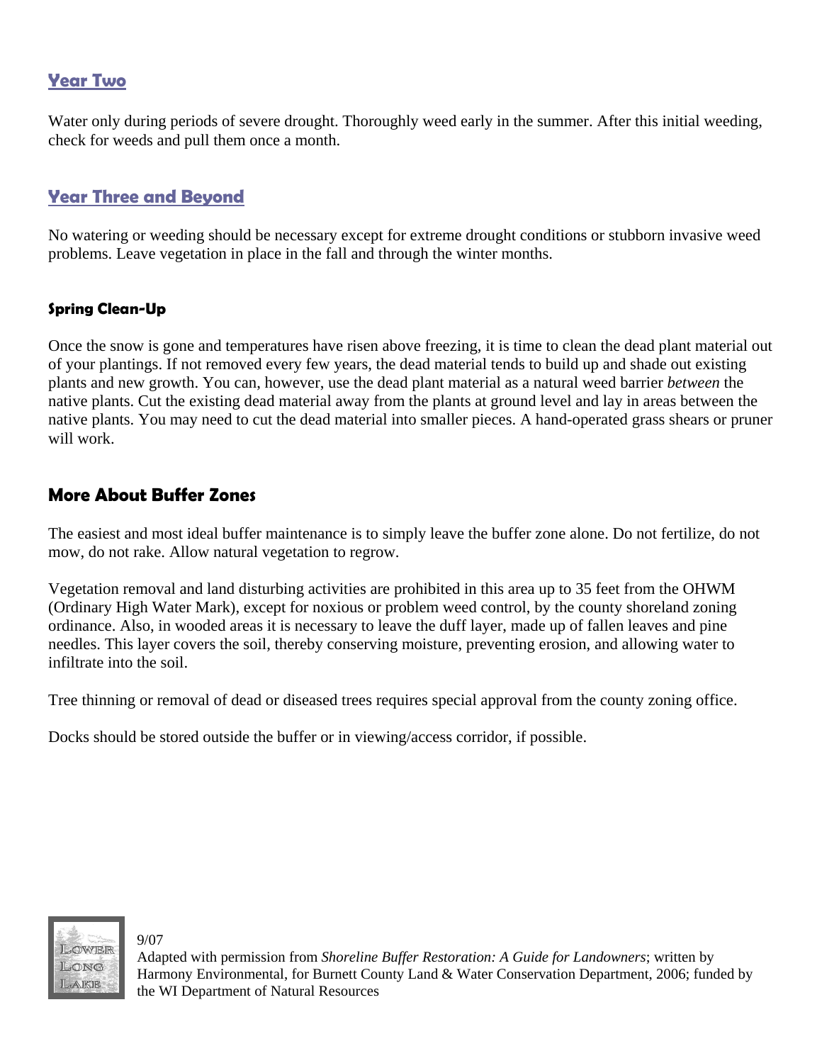## Year Two

Water only during periods of severe drought. Thoroughly weed early in the summer. After this initial weeding, check for weeds and pull them once a month.

## Year Three and Beyond

No watering or weeding should be necessary except for extreme drought conditions or stubborn invasive weed problems. Leave vegetation in place in the fall and through the winter months.

### Spring Clean-Up

Once the snow is gone and temperatures have risen above freezing, it is time to clean the dead plant material out of your plantings. If not removed every few years, the dead material tends to build up and shade out existing plants and new growth. You can, however, use the dead plant material as a natural weed barrier *between* the native plants. Cut the existing dead material away from the plants at ground level and lay in areas between the native plants. You may need to cut the dead material into smaller pieces. A hand-operated grass shears or pruner will work.

## More About Buffer Zones

The easiest and most ideal buffer maintenance is to simply leave the buffer zone alone. Do not fertilize, do not mow, do not rake. Allow natural vegetation to regrow.

Vegetation removal and land disturbing activities are prohibited in this area up to 35 feet from the OHWM (Ordinary High Water Mark), except for noxious or problem weed control, by the county shoreland zoning ordinance. Also, in wooded areas it is necessary to leave the duff layer, made up of fallen leaves and pine needles. This layer covers the soil, thereby conserving moisture, preventing erosion, and allowing water to infiltrate into the soil.

Tree thinning or removal of dead or diseased trees requires special approval from the county zoning office.

Docks should be stored outside the buffer or in viewing/access corridor, if possible.

9/07
Adapted with permission from *Shoreline Buffer Restoration: A Guide for Landowners*; written by Harmony Environmental, for Burnett County Land & Water Conservation Department, 2006; funded by the WI Department of Natural Resources